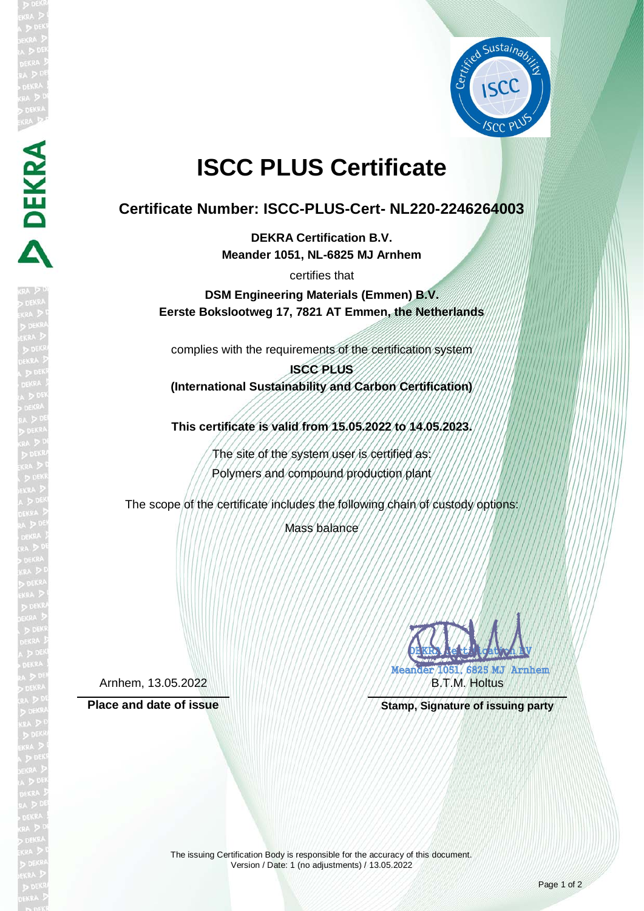# ISCC PLUS Certificate

## Certificate Number: ISCC-PLUS-Cert- NL220-2246264003

**DEKRA Certification B.V.**
**Meander 1051, NL-6825 MJ Arnhem**

certifies that

**DSM Engineering Materials (Emmen) B.V.**
**Eerste Bokslootweg 17, 7821 AT Emmen, the Netherlands**

complies with the requirements of the certification system

**ISCC PLUS**
**(International Sustainability and Carbon Certification)**

**This certificate is valid from 15.05.2022 to 14.05.2023.**

The site of the system user is certified as:
Polymers and compound production plant

The scope of the certificate includes the following chain of custody options:

Mass balance

DEKRA Certification BV
Meander 1051, 6825 MJ Arnhem

Arnhem, 13.05.2022 | B.T.M. Holtus

**Place and date of issue** | **Stamp, Signature of issuing party**

The issuing Certification Body is responsible for the accuracy of this document.
Version / Date: 1 (no adjustments) / 13.05.2022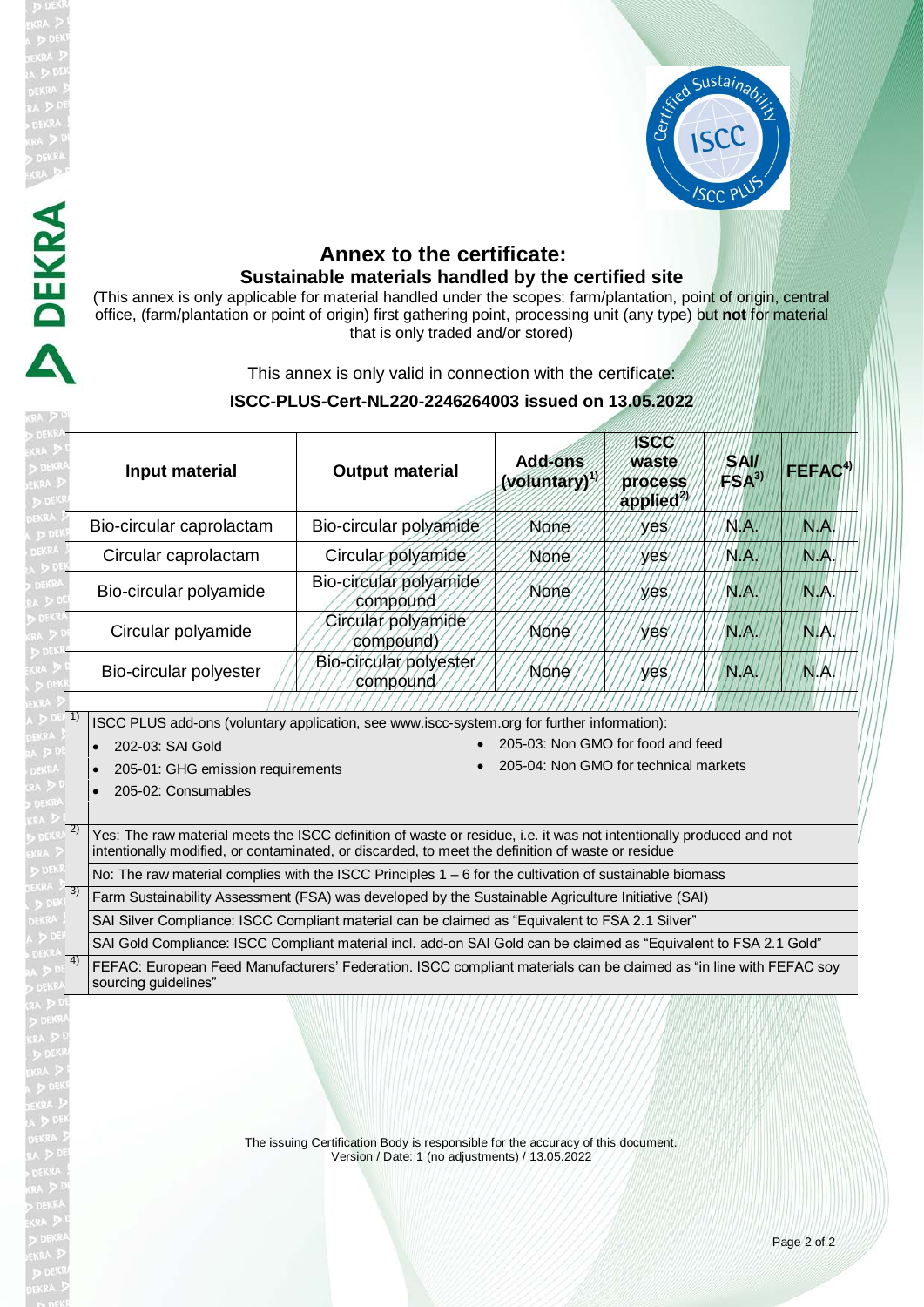# Annex to the certificate:

## Sustainable materials handled by the certified site

(This annex is only applicable for material handled under the scopes: farm/plantation, point of origin, central office, (farm/plantation or point of origin) first gathering point, processing unit (any type) but **not** for material that is only traded and/or stored)

This annex is only valid in connection with the certificate:

**ISCC-PLUS-Cert-NL220-2246264003 issued on 13.05.2022**

| Input material | Output material | Add-ons (voluntary)[1)] | ISCC waste process applied[2)] | SAI/ FSA[3)] | FEFAC[4)] |
|---|---|---|---|---|---|
| Bio-circular caprolactam | Bio-circular polyamide | None | yes | N.A. | N.A. |
| Circular caprolactam | Circular polyamide | None | yes | N.A. | N.A. |
| Bio-circular polyamide | Bio-circular polyamide compound | None | yes | N.A. | N.A. |
| Circular polyamide | Circular polyamide compound) | None | yes | N.A. | N.A. |
| Bio-circular polyester | Bio-circular polyester compound | None | yes | N.A. | N.A. |

1) ISCC PLUS add-ons (voluntary application, see www.iscc-system.org for further information):

- 202-03: SAI Gold
- 205-01: GHG emission requirements
- 205-02: Consumables
- 205-03: Non GMO for food and feed
- 205-04: Non GMO for technical markets

2) Yes: The raw material meets the ISCC definition of waste or residue, i.e. it was not intentionally produced and not intentionally modified, or contaminated, or discarded, to meet the definition of waste or residue

No: The raw material complies with the ISCC Principles 1 – 6 for the cultivation of sustainable biomass

3) Farm Sustainability Assessment (FSA) was developed by the Sustainable Agriculture Initiative (SAI)

SAI Silver Compliance: ISCC Compliant material can be claimed as "Equivalent to FSA 2.1 Silver"

SAI Gold Compliance: ISCC Compliant material incl. add-on SAI Gold can be claimed as "Equivalent to FSA 2.1 Gold"

4) FEFAC: European Feed Manufacturers' Federation. ISCC compliant materials can be claimed as "in line with FEFAC soy sourcing guidelines"

The issuing Certification Body is responsible for the accuracy of this document.
Version / Date: 1 (no adjustments) / 13.05.2022